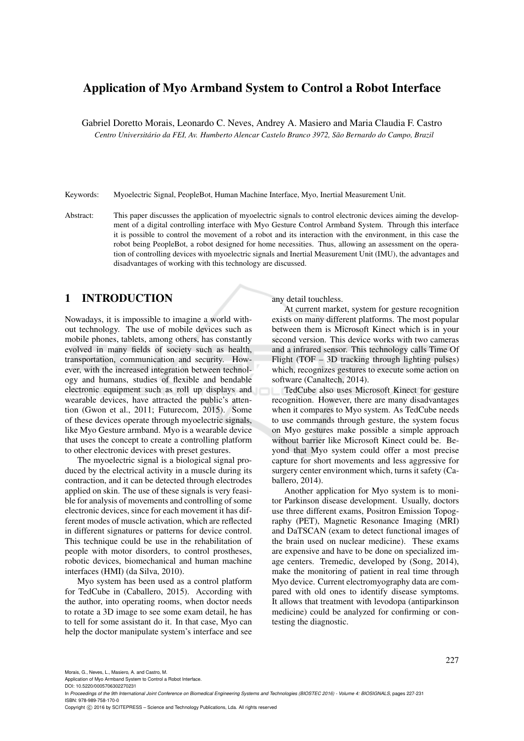# Application of Myo Armband System to Control a Robot Interface

Gabriel Doretto Morais, Leonardo C. Neves, Andrey A. Masiero and Maria Claudia F. Castro

*Centro Universitário da FEI, Av. Humberto Alencar Castelo Branco 3972, São Bernardo do Campo, Brazil*

Keywords: Myoelectric Signal, PeopleBot, Human Machine Interface, Myo, Inertial Measurement Unit.

Abstract: This paper discusses the application of myoelectric signals to control electronic devices aiming the development of a digital controlling interface with Myo Gesture Control Armband System. Through this interface it is possible to control the movement of a robot and its interaction with the environment, in this case the robot being PeopleBot, a robot designed for home necessities. Thus, allowing an assessment on the operation of controlling devices with myoelectric signals and Inertial Measurement Unit (IMU), the advantages and disadvantages of working with this technology are discussed.

## 1 INTRODUCTION

Nowadays, it is impossible to imagine a world without technology. The use of mobile devices such as mobile phones, tablets, among others, has constantly evolved in many fields of society such as health, transportation, communication and security. However, with the increased integration between technology and humans, studies of flexible and bendable electronic equipment such as roll up displays and wearable devices, have attracted the public's attention (Gwon et al., 2011; Futurecom, 2015). Some of these devices operate through myoelectric signals, like Myo Gesture armband. Myo is a wearable device that uses the concept to create a controlling platform to other electronic devices with preset gestures.

The myoelectric signal is a biological signal produced by the electrical activity in a muscle during its contraction, and it can be detected through electrodes applied on skin. The use of these signals is very feasible for analysis of movements and controlling of some electronic devices, since for each movement it has different modes of muscle activation, which are reflected in different signatures or patterns for device control. This technique could be use in the rehabilitation of people with motor disorders, to control prostheses, robotic devices, biomechanical and human machine interfaces (HMI) (da Silva, 2010).

Myo system has been used as a control platform for TedCube in (Caballero, 2015). According with the author, into operating rooms, when doctor needs to rotate a 3D image to see some exam detail, he has to tell for some assistant do it. In that case, Myo can help the doctor manipulate system's interface and see any detail touchless.

At current market, system for gesture recognition exists on many different platforms. The most popular between them is Microsoft Kinect which is in your second version. This device works with two cameras and a infrared sensor. This technology calls Time Of Flight (TOF – 3D tracking through lighting pulses) which, recognizes gestures to execute some action on software (Canaltech, 2014).

TedCube also uses Microsoft Kinect for gesture recognition. However, there are many disadvantages when it compares to Myo system. As TedCube needs to use commands through gesture, the system focus on Myo gestures make possible a simple approach without barrier like Microsoft Kinect could be. Beyond that Myo system could offer a most precise capture for short movements and less aggressive for surgery center environment which, turns it safety (Caballero, 2014).

Another application for Myo system is to monitor Parkinson disease development. Usually, doctors use three different exams, Positron Emission Topography (PET), Magnetic Resonance Imaging (MRI) and DaTSCAN (exam to detect functional images of the brain used on nuclear medicine). These exams are expensive and have to be done on specialized image centers. Tremedic, developed by (Song, 2014), make the monitoring of patient in real time through Myo device. Current electromyography data are compared with old ones to identify disease symptoms. It allows that treatment with levodopa (antiparkinson medicine) could be analyzed for confirming or contesting the diagnostic.

Morais, G., Neves, L., Masiero, A. and Castro, M.
Application of Myo Armband System to Control a Robot Interface.
DOI: 10.5220/0005706302270231
In *Proceedings of the 9th International Joint Conference on Biomedical Engineering Systems and Technologies (BIOSTEC 2016) - Volume 4: BIOSIGNALS*, pages 227-231
ISBN: 978-989-758-170-0
Copyright © 2016 by SCITEPRESS – Science and Technology Publications, Lda. All rights reserved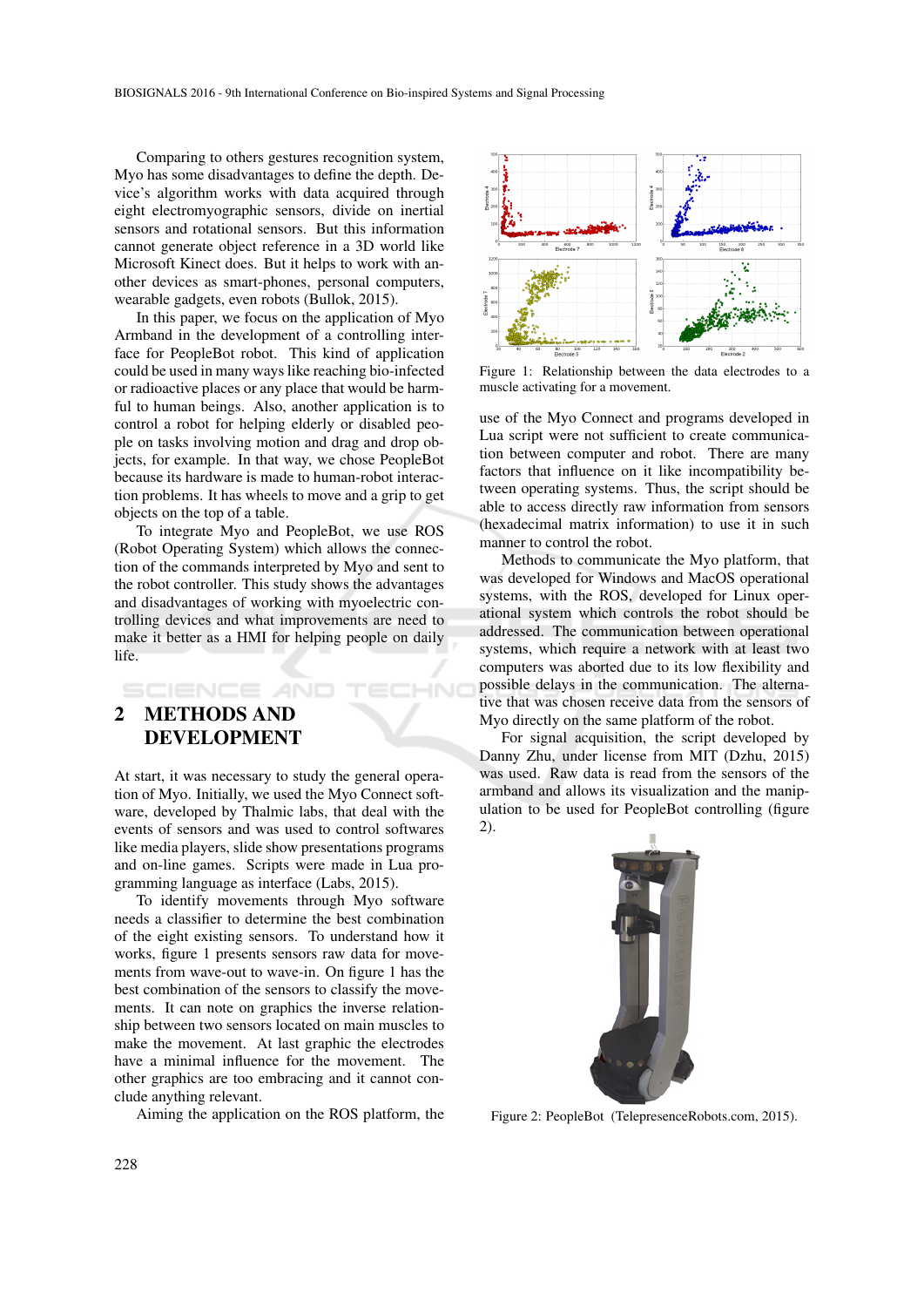Comparing to others gestures recognition system, Myo has some disadvantages to define the depth. Device's algorithm works with data acquired through eight electromyographic sensors, divide on inertial sensors and rotational sensors. But this information cannot generate object reference in a 3D world like Microsoft Kinect does. But it helps to work with another devices as smart-phones, personal computers, wearable gadgets, even robots (Bullok, 2015).

In this paper, we focus on the application of Myo Armband in the development of a controlling interface for PeopleBot robot. This kind of application could be used in many ways like reaching bio-infected or radioactive places or any place that would be harmful to human beings. Also, another application is to control a robot for helping elderly or disabled people on tasks involving motion and drag and drop objects, for example. In that way, we chose PeopleBot because its hardware is made to human-robot interaction problems. It has wheels to move and a grip to get objects on the top of a table.

To integrate Myo and PeopleBot, we use ROS (Robot Operating System) which allows the connection of the commands interpreted by Myo and sent to the robot controller. This study shows the advantages and disadvantages of working with myoelectric controlling devices and what improvements are need to make it better as a HMI for helping people on daily life.

## 2 METHODS AND DEVELOPMENT

At start, it was necessary to study the general operation of Myo. Initially, we used the Myo Connect software, developed by Thalmic labs, that deal with the events of sensors and was used to control softwares like media players, slide show presentations programs and on-line games. Scripts were made in Lua programming language as interface (Labs, 2015).

To identify movements through Myo software needs a classifier to determine the best combination of the eight existing sensors. To understand how it works, figure 1 presents sensors raw data for movements from wave-out to wave-in. On figure 1 has the best combination of the sensors to classify the movements. It can note on graphics the inverse relationship between two sensors located on main muscles to make the movement. At last graphic the electrodes have a minimal influence for the movement. The other graphics are too embracing and it cannot conclude anything relevant.

Aiming the application on the ROS platform, the use of the Myo Connect and programs developed in Lua script were not sufficient to create communication between computer and robot. There are many factors that influence on it like incompatibility between operating systems. Thus, the script should be able to access directly raw information from sensors (hexadecimal matrix information) to use it in such manner to control the robot.

Figure 1: Relationship between the data electrodes to a muscle activating for a movement.

Methods to communicate the Myo platform, that was developed for Windows and MacOS operational systems, with the ROS, developed for Linux operational system which controls the robot should be addressed. The communication between operational systems, which require a network with at least two computers was aborted due to its low flexibility and possible delays in the communication. The alternative that was chosen receive data from the sensors of Myo directly on the same platform of the robot.

For signal acquisition, the script developed by Danny Zhu, under license from MIT (Dzhu, 2015) was used. Raw data is read from the sensors of the armband and allows its visualization and the manipulation to be used for PeopleBot controlling (figure 2).

Figure 2: PeopleBot (TelepresenceRobots.com, 2015).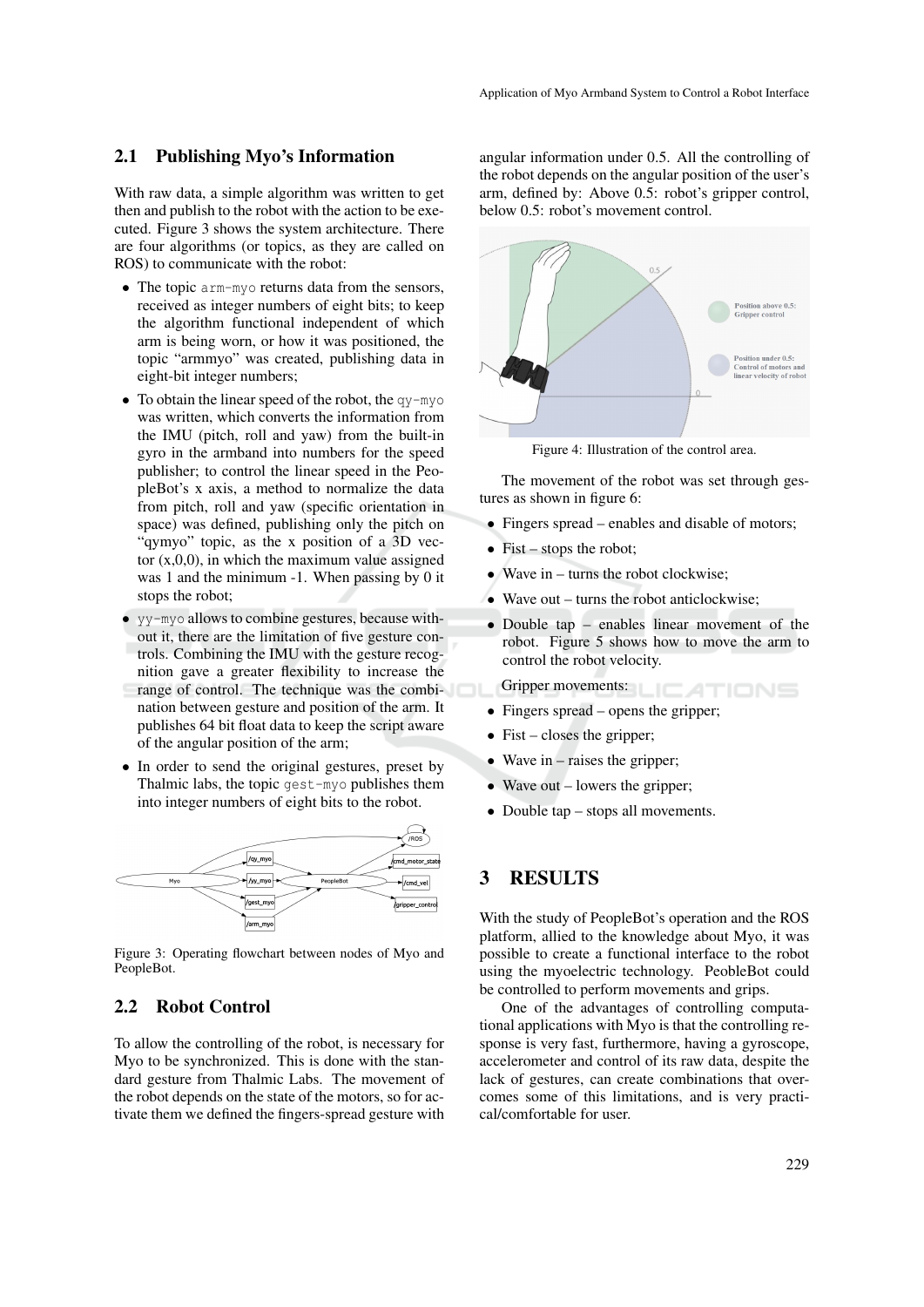## 2.1 Publishing Myo's Information

With raw data, a simple algorithm was written to get then and publish to the robot with the action to be executed. Figure 3 shows the system architecture. There are four algorithms (or topics, as they are called on ROS) to communicate with the robot:

- The topic `arm-myo` returns data from the sensors, received as integer numbers of eight bits; to keep the algorithm functional independent of which arm is being worn, or how it was positioned, the topic "armmyo" was created, publishing data in eight-bit integer numbers;
- To obtain the linear speed of the robot, the `qy-myo` was written, which converts the information from the IMU (pitch, roll and yaw) from the built-in gyro in the armband into numbers for the speed publisher; to control the linear speed in the PeopleBot's x axis, a method to normalize the data from pitch, roll and yaw (specific orientation in space) was defined, publishing only the pitch on "qymyo" topic, as the x position of a 3D vector (x,0,0), in which the maximum value assigned was 1 and the minimum -1. When passing by 0 it stops the robot;
- `yy-myo` allows to combine gestures, because without it, there are the limitation of five gesture controls. Combining the IMU with the gesture recognition gave a greater flexibility to increase the range of control. The technique was the combination between gesture and position of the arm. It publishes 64 bit float data to keep the script aware of the angular position of the arm;
- In order to send the original gestures, preset by Thalmic labs, the topic `gest-myo` publishes them into integer numbers of eight bits to the robot.

Figure 3: Operating flowchart between nodes of Myo and PeopleBot.

## 2.2 Robot Control

To allow the controlling of the robot, is necessary for Myo to be synchronized. This is done with the standard gesture from Thalmic Labs. The movement of the robot depends on the state of the motors, so for activate them we defined the fingers-spread gesture with angular information under 0.5. All the controlling of the robot depends on the angular position of the user's arm, defined by: Above 0.5: robot's gripper control, below 0.5: robot's movement control.

Figure 4: Illustration of the control area.

The movement of the robot was set through gestures as shown in figure 6:

- Fingers spread – enables and disable of motors;
- Fist – stops the robot;
- Wave in – turns the robot clockwise;
- Wave out – turns the robot anticlockwise;
- Double tap – enables linear movement of the robot. Figure 5 shows how to move the arm to control the robot velocity.

Gripper movements:

- Fingers spread – opens the gripper;
- Fist – closes the gripper;
- Wave in – raises the gripper;
- Wave out – lowers the gripper;
- Double tap – stops all movements.

# 3 RESULTS

With the study of PeopleBot's operation and the ROS platform, allied to the knowledge about Myo, it was possible to create a functional interface to the robot using the myoelectric technology. PeobleBot could be controlled to perform movements and grips.

One of the advantages of controlling computational applications with Myo is that the controlling response is very fast, furthermore, having a gyroscope, accelerometer and control of its raw data, despite the lack of gestures, can create combinations that overcomes some of this limitations, and is very practical/comfortable for user.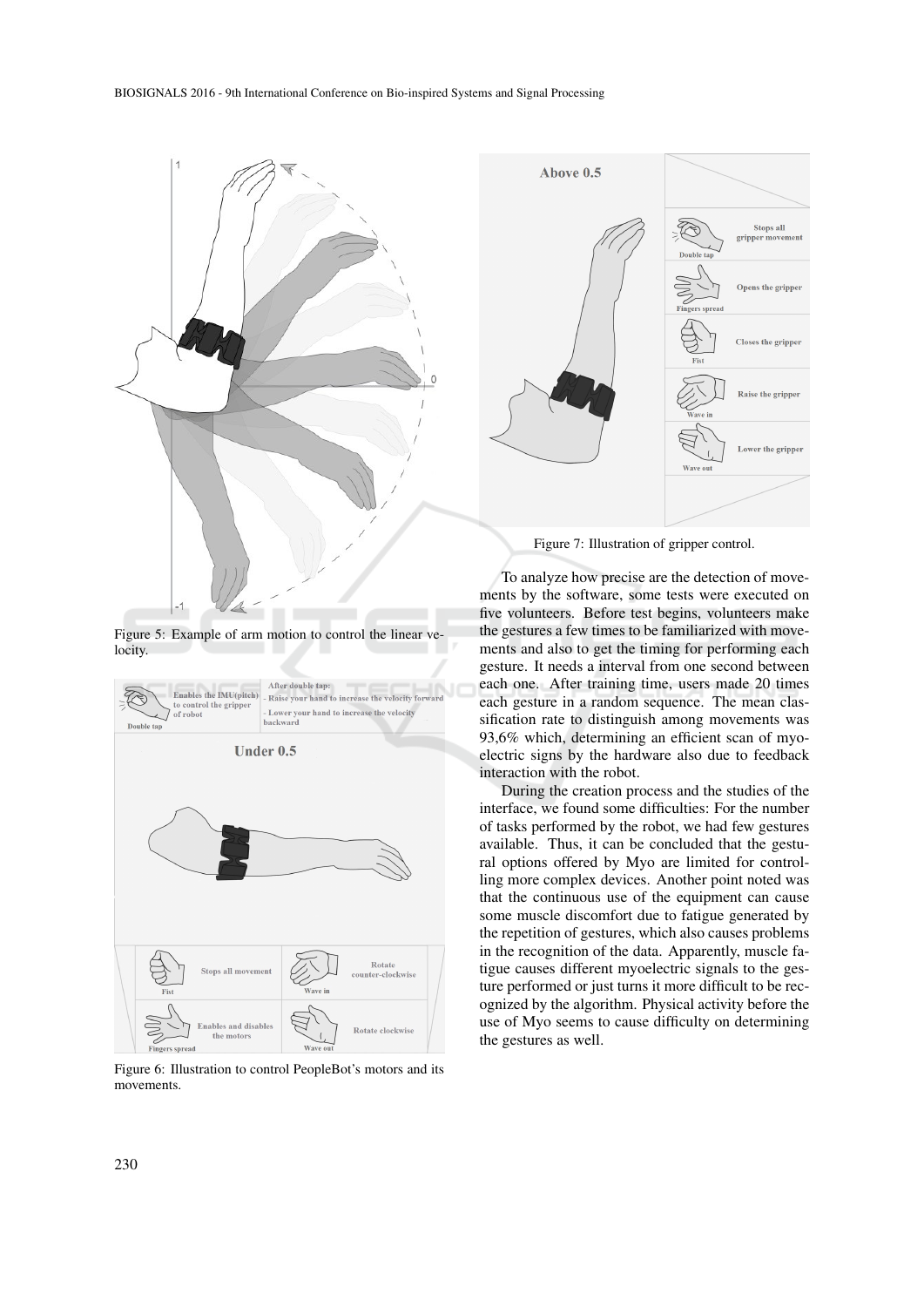Figure 5: Example of arm motion to control the linear velocity.

Figure 6: Illustration to control PeopleBot's motors and its movements.

Figure 7: Illustration of gripper control.

To analyze how precise are the detection of movements by the software, some tests were executed on five volunteers. Before test begins, volunteers make the gestures a few times to be familiarized with movements and also to get the timing for performing each gesture. It needs a interval from one second between each one. After training time, users made 20 times each gesture in a random sequence. The mean classification rate to distinguish among movements was 93,6% which, determining an efficient scan of myoelectric signs by the hardware also due to feedback interaction with the robot.

During the creation process and the studies of the interface, we found some difficulties: For the number of tasks performed by the robot, we had few gestures available. Thus, it can be concluded that the gestural options offered by Myo are limited for controlling more complex devices. Another point noted was that the continuous use of the equipment can cause some muscle discomfort due to fatigue generated by the repetition of gestures, which also causes problems in the recognition of the data. Apparently, muscle fatigue causes different myoelectric signals to the gesture performed or just turns it more difficult to be recognized by the algorithm. Physical activity before the use of Myo seems to cause difficulty on determining the gestures as well.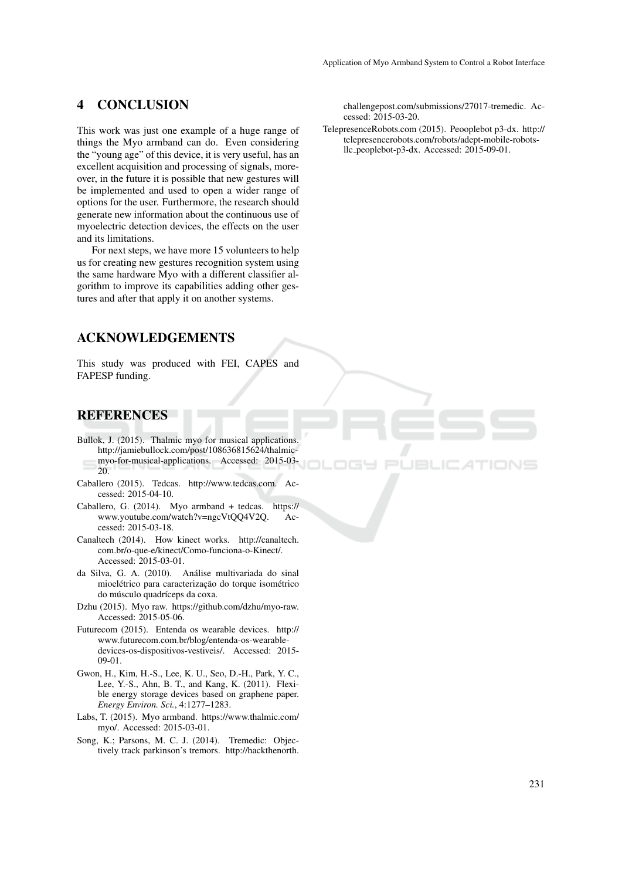## 4 CONCLUSION

This work was just one example of a huge range of things the Myo armband can do. Even considering the "young age" of this device, it is very useful, has an excellent acquisition and processing of signals, moreover, in the future it is possible that new gestures will be implemented and used to open a wider range of options for the user. Furthermore, the research should generate new information about the continuous use of myoelectric detection devices, the effects on the user and its limitations.

For next steps, we have more 15 volunteers to help us for creating new gestures recognition system using the same hardware Myo with a different classifier algorithm to improve its capabilities adding other gestures and after that apply it on another systems.

## ACKNOWLEDGEMENTS

This study was produced with FEI, CAPES and FAPESP funding.

## REFERENCES

Bullok, J. (2015). Thalmic myo for musical applications. http://jamiebullock.com/post/108636815624/thalmic-myo-for-musical-applications. Accessed: 2015-03-20.

Caballero (2015). Tedcas. http://www.tedcas.com. Accessed: 2015-04-10.

Caballero, G. (2014). Myo armband + tedcas. https://www.youtube.com/watch?v=ngcVtQQ4V2Q. Accessed: 2015-03-18.

Canaltech (2014). How kinect works. http://canaltech.com.br/o-que-e/kinect/Como-funciona-o-Kinect/. Accessed: 2015-03-01.

da Silva, G. A. (2010). Análise multivariada do sinal mioelétrico para caracterização do torque isométrico do músculo quadríceps da coxa.

Dzhu (2015). Myo raw. https://github.com/dzhu/myo-raw. Accessed: 2015-05-06.

Futurecom (2015). Entenda os wearable devices. http://www.futurecom.com.br/blog/entenda-os-wearable-devices-os-dispositivos-vestiveis/. Accessed: 2015-09-01.

Gwon, H., Kim, H.-S., Lee, K. U., Seo, D.-H., Park, Y. C., Lee, Y.-S., Ahn, B. T., and Kang, K. (2011). Flexible energy storage devices based on graphene paper. *Energy Environ. Sci.*, 4:1277–1283.

Labs, T. (2015). Myo armband. https://www.thalmic.com/myo/. Accessed: 2015-03-01.

Song, K.; Parsons, M. C. J. (2014). Tremedic: Objectively track parkinson's tremors. http://hackthenorth.challengepost.com/submissions/27017-tremedic. Accessed: 2015-03-20.

TelepresenceRobots.com (2015). Peooplebot p3-dx. http://telepresencerobots.com/robots/adept-mobile-robots-llc_peoplebot-p3-dx. Accessed: 2015-09-01.